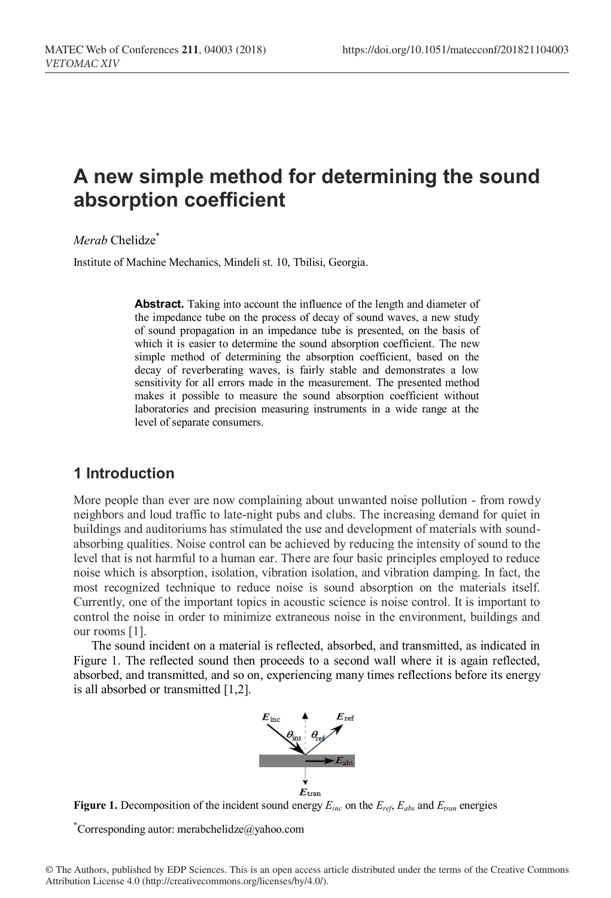# A new simple method for determining the sound absorption coefficient

*Merab* Chelidze[*]

Institute of Machine Mechanics, Mindeli st. 10, Tbilisi, Georgia.

**Abstract.** Taking into account the influence of the length and diameter of the impedance tube on the process of decay of sound waves, a new study of sound propagation in an impedance tube is presented, on the basis of which it is easier to determine the sound absorption coefficient. The new simple method of determining the absorption coefficient, based on the decay of reverberating waves, is fairly stable and demonstrates a low sensitivity for all errors made in the measurement. The presented method makes it possible to measure the sound absorption coefficient without laboratories and precision measuring instruments in a wide range at the level of separate consumers.

## 1 Introduction

More people than ever are now complaining about unwanted noise pollution - from rowdy neighbors and loud traffic to late-night pubs and clubs. The increasing demand for quiet in buildings and auditoriums has stimulated the use and development of materials with sound-absorbing qualities. Noise control can be achieved by reducing the intensity of sound to the level that is not harmful to a human ear. There are four basic principles employed to reduce noise which is absorption, isolation, vibration isolation, and vibration damping. In fact, the most recognized technique to reduce noise is sound absorption on the materials itself. Currently, one of the important topics in acoustic science is noise control. It is important to control the noise in order to minimize extraneous noise in the environment, buildings and our rooms [1].

The sound incident on a material is reflected, absorbed, and transmitted, as indicated in Figure 1. The reflected sound then proceeds to a second wall where it is again reflected, absorbed, and transmitted, and so on, experiencing many times reflections before its energy is all absorbed or transmitted [1,2].

$E_{inc}$

$\theta_{ins}$

$\theta_{ref}$

$E_{ref}$

$E_{abs}$

$E_{tran}$

**Figure 1.** Decomposition of the incident sound energy $E_{inc}$ on the $E_{ref}$, $E_{abs}$ and $E_{tran}$ energies

[*]Corresponding autor: merabchelidze@yahoo.com

© The Authors, published by EDP Sciences. This is an open access article distributed under the terms of the Creative Commons Attribution License 4.0 (http://creativecommons.org/licenses/by/4.0/).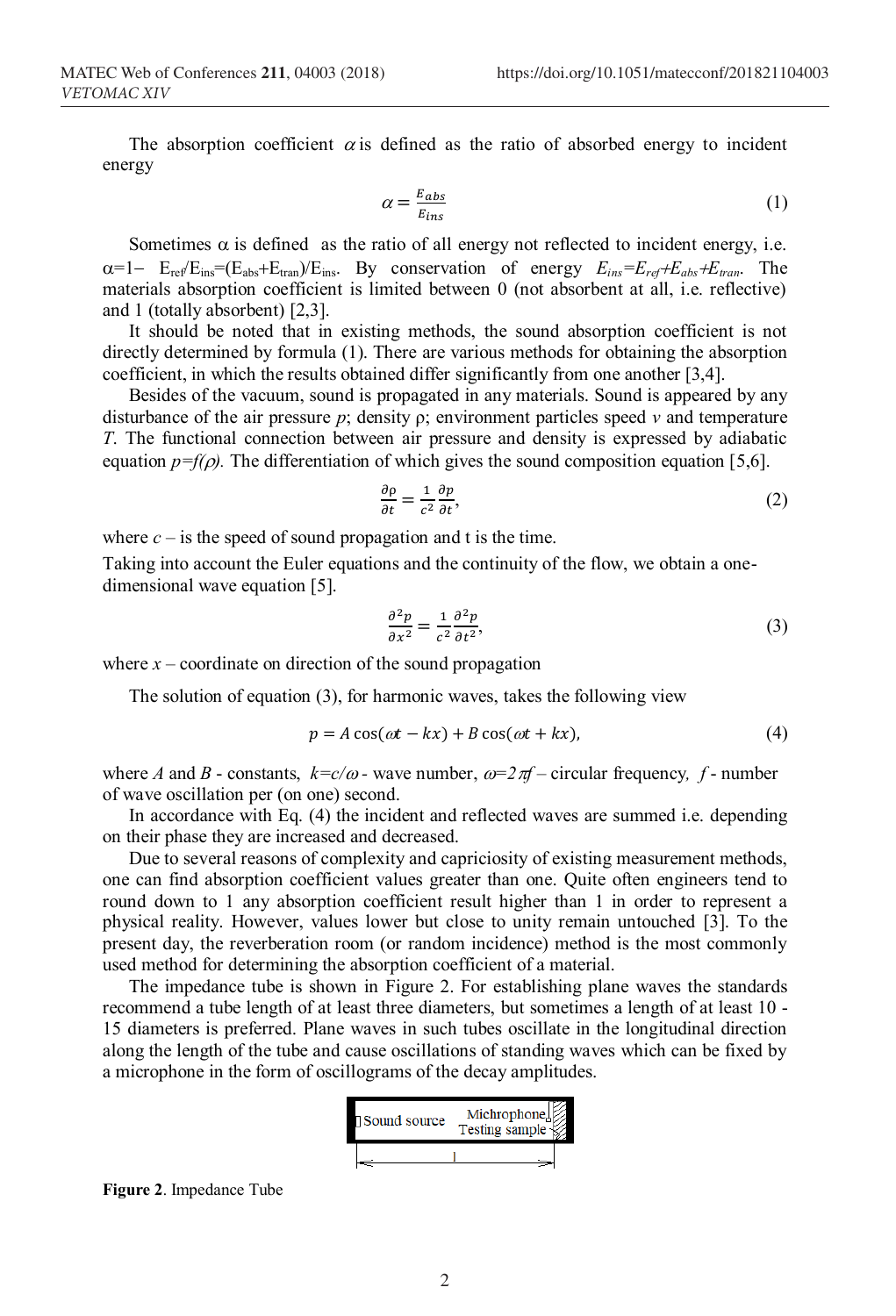The absorption coefficient $\alpha$ is defined as the ratio of absorbed energy to incident energy

$$\alpha = \frac{E_{abs}}{E_{ins}} \tag{1}$$

Sometimes $\alpha$ is defined as the ratio of all energy not reflected to incident energy, i.e. $\alpha=1-E_{ref}/E_{ins}=(E_{abs}+E_{tran})/E_{ins}$. By conservation of energy $E_{ins}=E_{ref}+E_{abs}+E_{tran}$. The materials absorption coefficient is limited between 0 (not absorbent at all, i.e. reflective) and 1 (totally absorbent) [2,3].

It should be noted that in existing methods, the sound absorption coefficient is not directly determined by formula (1). There are various methods for obtaining the absorption coefficient, in which the results obtained differ significantly from one another [3,4].

Besides of the vacuum, sound is propagated in any materials. Sound is appeared by any disturbance of the air pressure $p$; density $\rho$; environment particles speed $v$ and temperature $T$. The functional connection between air pressure and density is expressed by adiabatic equation $p=f(\rho)$. The differentiation of which gives the sound composition equation [5,6].

$$\frac{\partial \rho}{\partial t} = \frac{1}{c^2}\frac{\partial p}{\partial t}, \tag{2}$$

where $c$ – is the speed of sound propagation and t is the time.

Taking into account the Euler equations and the continuity of the flow, we obtain a one-dimensional wave equation [5].

$$\frac{\partial^2 p}{\partial x^2} = \frac{1}{c^2}\frac{\partial^2 p}{\partial t^2}, \tag{3}$$

where $x$ – coordinate on direction of the sound propagation

The solution of equation (3), for harmonic waves, takes the following view

$$p = A\cos(\omega t - kx) + B\cos(\omega t + kx), \tag{4}$$

where $A$ and $B$ - constants, $k=c/\omega$ - wave number, $\omega=2\pi f$ – circular frequency, $f$ - number of wave oscillation per (on one) second.

In accordance with Eq. (4) the incident and reflected waves are summed i.e. depending on their phase they are increased and decreased.

Due to several reasons of complexity and capriciosity of existing measurement methods, one can find absorption coefficient values greater than one. Quite often engineers tend to round down to 1 any absorption coefficient result higher than 1 in order to represent a physical reality. However, values lower but close to unity remain untouched [3]. To the present day, the reverberation room (or random incidence) method is the most commonly used method for determining the absorption coefficient of a material.

The impedance tube is shown in Figure 2. For establishing plane waves the standards recommend a tube length of at least three diameters, but sometimes a length of at least 10 - 15 diameters is preferred. Plane waves in such tubes oscillate in the longitudinal direction along the length of the tube and cause oscillations of standing waves which can be fixed by a microphone in the form of oscillograms of the decay amplitudes.

Sound source

Michrophone

Testing sample

l

**Figure 2**. Impedance Tube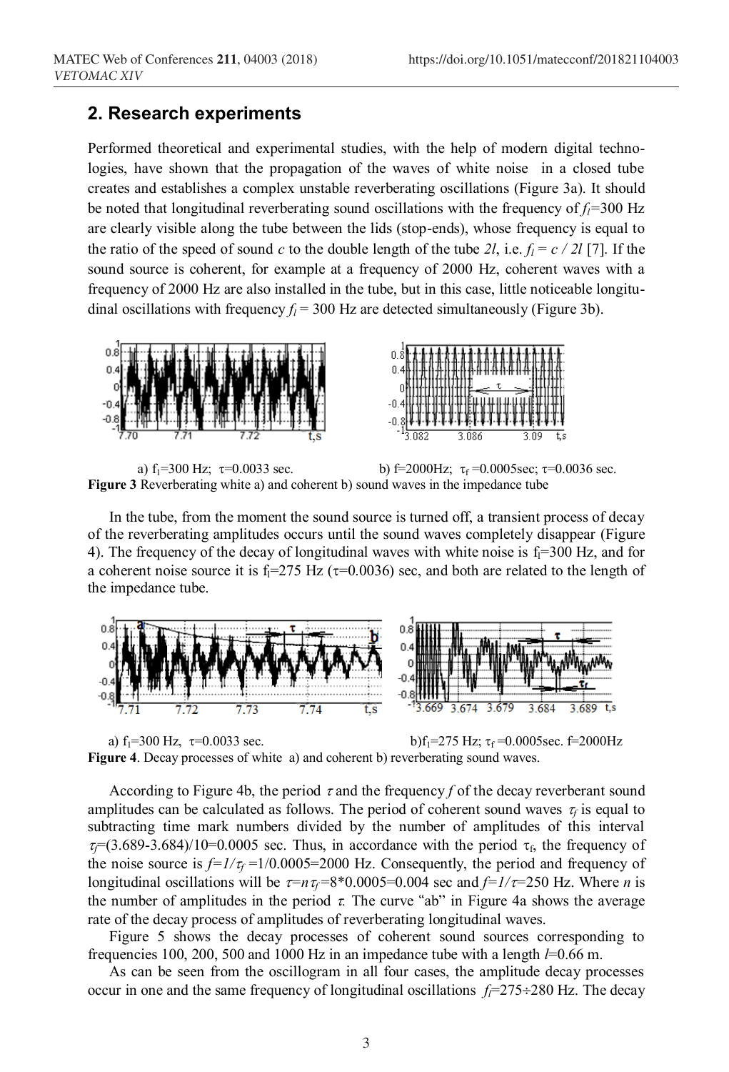## 2. Research experiments

Performed theoretical and experimental studies, with the help of modern digital technologies, have shown that the propagation of the waves of white noise in a closed tube creates and establishes a complex unstable reverberating oscillations (Figure 3a). It should be noted that longitudinal reverberating sound oscillations with the frequency of $f_l$=300 Hz are clearly visible along the tube between the lids (stop-ends), whose frequency is equal to the ratio of the speed of sound $c$ to the double length of the tube $2l$, i.e. $f_l = c / 2l$ [7]. If the sound source is coherent, for example at a frequency of 2000 Hz, coherent waves with a frequency of 2000 Hz are also installed in the tube, but in this case, little noticeable longitudinal oscillations with frequency $f_l$ = 300 Hz are detected simultaneously (Figure 3b).

0.8
0.4
0
-0.4
-0.8
-1
7.70 7.71 7.72 t,s

1
0.8
0.4
0
-0.4
-0.8
-1
3.082 3.086 3.09 t,s
τ

a) $f_l$=300 Hz; τ=0.0033 sec. b) f=2000Hz; $\tau_f$ =0.0005sec; τ=0.0036 sec.

**Figure 3** Reverberating white a) and coherent b) sound waves in the impedance tube

In the tube, from the moment the sound source is turned off, a transient process of decay of the reverberating amplitudes occurs until the sound waves completely disappear (Figure 4). The frequency of the decay of longitudinal waves with white noise is $f_l$=300 Hz, and for a coherent noise source it is $f_l$=275 Hz (τ=0.0036) sec, and both are related to the length of the impedance tube.

1
0.8
0.4
0
-0.4
-0.8
-1
a b τ
7.71 7.72 7.73 7.74 t,s

1
0.8
0.4
0
-0.4
-0.8
-1
τ $\tau_f$
3.669 3.674 3.679 3.684 3.689 t,s

a) $f_l$=300 Hz, τ=0.0033 sec. b) $f_l$=275 Hz; $\tau_f$ =0.0005sec. f=2000Hz

**Figure 4**. Decay processes of white a) and coherent b) reverberating sound waves.

According to Figure 4b, the period $\tau$ and the frequency $f$ of the decay reverberant sound amplitudes can be calculated as follows. The period of coherent sound waves $\tau_f$ is equal to subtracting time mark numbers divided by the number of amplitudes of this interval $\tau_f$=(3.689-3.684)/10=0.0005 sec. Thus, in accordance with the period $\tau_f$, the frequency of the noise source is $f=1/\tau_f$ =1/0.0005=2000 Hz. Consequently, the period and frequency of longitudinal oscillations will be $\tau=n\tau_f$=8*0.0005=0.004 sec and $f=1/\tau$=250 Hz. Where $n$ is the number of amplitudes in the period $\tau$. The curve "ab" in Figure 4a shows the average rate of the decay process of amplitudes of reverberating longitudinal waves.

Figure 5 shows the decay processes of coherent sound sources corresponding to frequencies 100, 200, 500 and 1000 Hz in an impedance tube with a length $l$=0.66 m.

As can be seen from the oscillogram in all four cases, the amplitude decay processes occur in one and the same frequency of longitudinal oscillations $f_l$=275÷280 Hz. The decay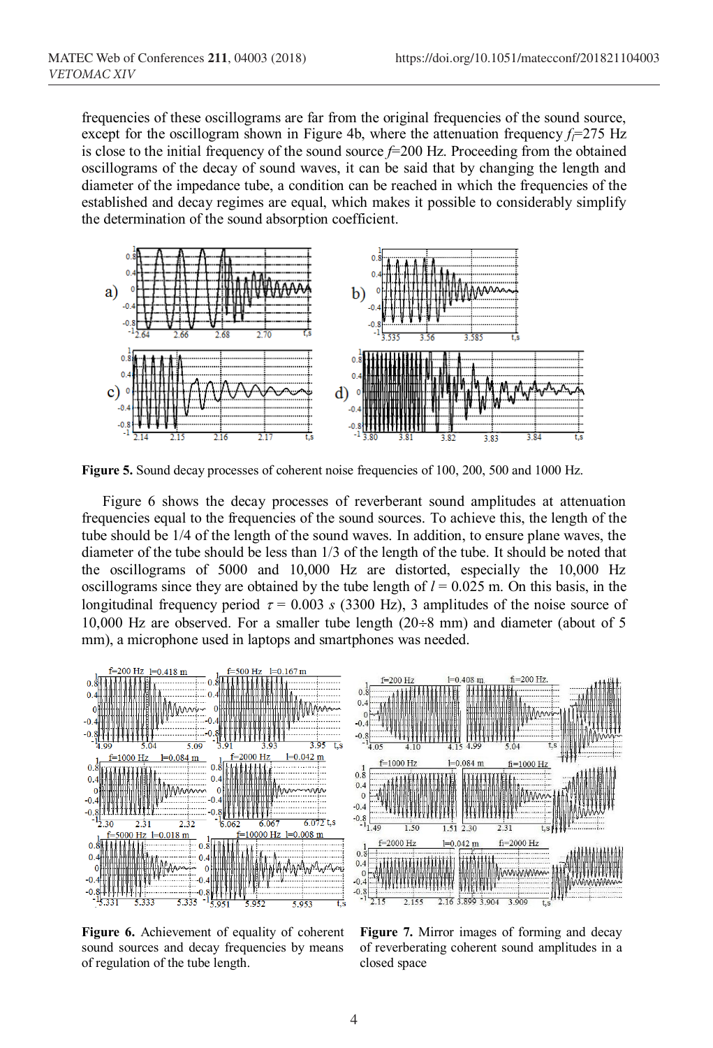frequencies of these oscillograms are far from the original frequencies of the sound source, except for the oscillogram shown in Figure 4b, where the attenuation frequency $f_l$=275 Hz is close to the initial frequency of the sound source $f$=200 Hz. Proceeding from the obtained oscillograms of the decay of sound waves, it can be said that by changing the length and diameter of the impedance tube, a condition can be reached in which the frequencies of the established and decay regimes are equal, which makes it possible to considerably simplify the determination of the sound absorption coefficient.

a)
0.8
0.4
0
-0.4
-0.8
-1
2.64 2.66 2.68 2.70 t,s

b)
0.8
0.4
0
-0.4
-0.8
-1
3.535 3.56 3.585 t,s

c)
0.8
0.4
0
-0.4
-0.8
-1
2.14 2.15 2.16 2.17 t,s

d)
0.8
0.4
0
-0.4
-0.8
-1
3.80 3.81 3.82 3.83 3.84 t,s

**Figure 5.** Sound decay processes of coherent noise frequencies of 100, 200, 500 and 1000 Hz.

Figure 6 shows the decay processes of reverberant sound amplitudes at attenuation frequencies equal to the frequencies of the sound sources. To achieve this, the length of the tube should be 1/4 of the length of the sound waves. In addition, to ensure plane waves, the diameter of the tube should be less than 1/3 of the length of the tube. It should be noted that the oscillograms of 5000 and 10,000 Hz are distorted, especially the 10,000 Hz oscillograms since they are obtained by the tube length of $l$ = 0.025 m. On this basis, in the longitudinal frequency period $\tau$ = 0.003 $s$ (3300 Hz), 3 amplitudes of the noise source of 10,000 Hz are observed. For a smaller tube length (20÷8 mm) and diameter (about of 5 mm), a microphone used in laptops and smartphones was needed.

f=200 Hz l=0.418 m
4.99 5.04 5.09
f=500 Hz l=0.167 m
3.91 3.93 3.95 t,s
f=1000 Hz l=0.084 m
2.30 2.31 2.32
f=2000 Hz l=0.042 m
6.062 6.067 6.072 t,s
f=5000 Hz l=0.018 m
5.331 5.333 5.335
f=10000 Hz l=0.008 m
5.951 5.952 5.953 t,s

f=200 Hz l=0.408 m fi=200 Hz.
4.05 4.10 4.15 4.99 5.04 t,s
f=1000 Hz l=0.084 m fi=1000 Hz
1.49 1.50 1.51 2.30 2.31 t,s
f=2000 Hz l=0.042 m fi=2000 Hz
2.15 2.155 2.16 3.899 3.904 3.909 t,s

**Figure 6.** Achievement of equality of coherent sound sources and decay frequencies by means of regulation of the tube length.

**Figure 7.** Mirror images of forming and decay of reverberating coherent sound amplitudes in a closed space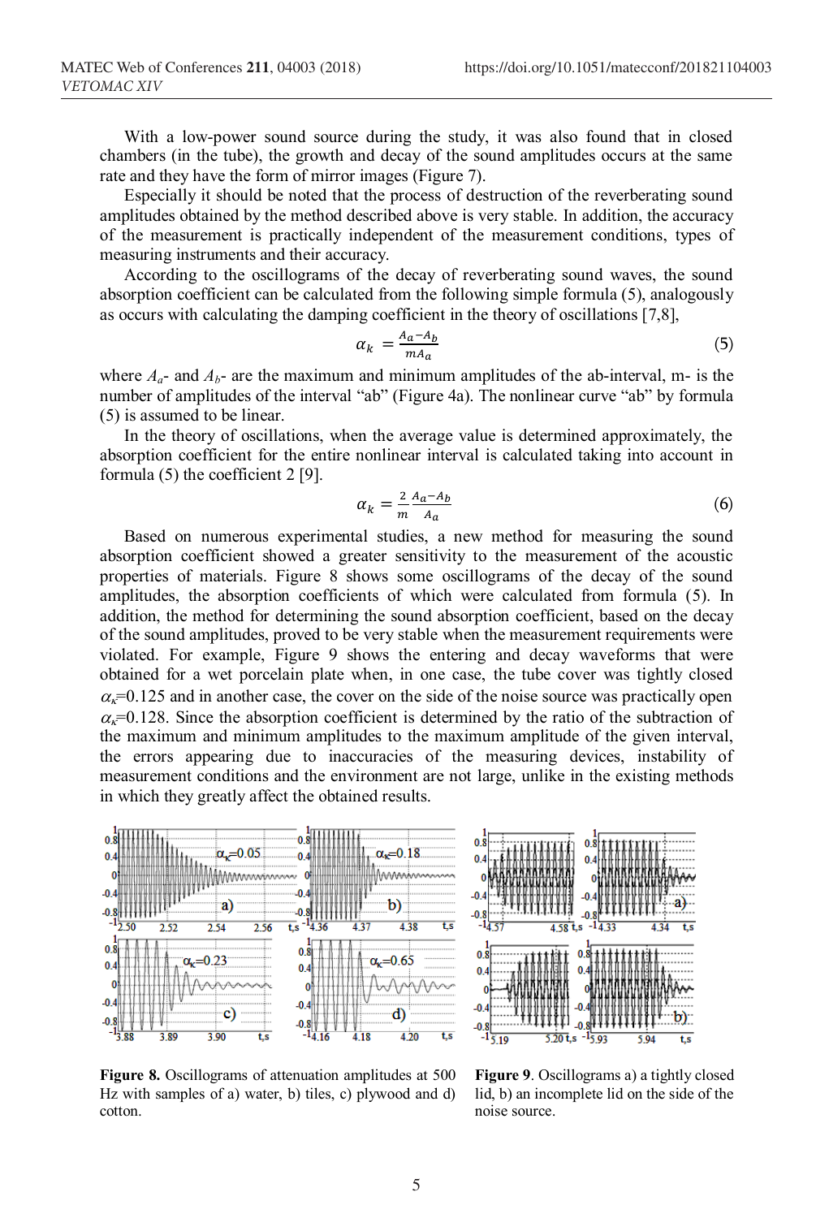With a low-power sound source during the study, it was also found that in closed chambers (in the tube), the growth and decay of the sound amplitudes occurs at the same rate and they have the form of mirror images (Figure 7).

Especially it should be noted that the process of destruction of the reverberating sound amplitudes obtained by the method described above is very stable. In addition, the accuracy of the measurement is practically independent of the measurement conditions, types of measuring instruments and their accuracy.

According to the oscillograms of the decay of reverberating sound waves, the sound absorption coefficient can be calculated from the following simple formula (5), analogously as occurs with calculating the damping coefficient in the theory of oscillations [7,8],

$$\alpha_k = \frac{A_a - A_b}{m A_a} \tag{5}$$

where $A_a$- and $A_b$- are the maximum and minimum amplitudes of the ab-interval, m- is the number of amplitudes of the interval “ab” (Figure 4a). The nonlinear curve “ab” by formula (5) is assumed to be linear.

In the theory of oscillations, when the average value is determined approximately, the absorption coefficient for the entire nonlinear interval is calculated taking into account in formula (5) the coefficient 2 [9].

$$\alpha_k = \frac{2}{m}\frac{A_a - A_b}{A_a} \tag{6}$$

Based on numerous experimental studies, a new method for measuring the sound absorption coefficient showed a greater sensitivity to the measurement of the acoustic properties of materials. Figure 8 shows some oscillograms of the decay of the sound amplitudes, the absorption coefficients of which were calculated from formula (5). In addition, the method for determining the sound absorption coefficient, based on the decay of the sound amplitudes, proved to be very stable when the measurement requirements were violated. For example, Figure 9 shows the entering and decay waveforms that were obtained for a wet porcelain plate when, in one case, the tube cover was tightly closed $\alpha_k$=0.125 and in another case, the cover on the side of the noise source was practically open $\alpha_k$=0.128. Since the absorption coefficient is determined by the ratio of the subtraction of the maximum and minimum amplitudes to the maximum amplitude of the given interval, the errors appearing due to inaccuracies of the measuring devices, instability of measurement conditions and the environment are not large, unlike in the existing methods in which they greatly affect the obtained results.

a) $\alpha_k$=0.05
b) $\alpha_k$=0.18
c) $\alpha_k$=0.23
d) $\alpha_k$=0.65

**Figure 8.** Oscillograms of attenuation amplitudes at 500 Hz with samples of a) water, b) tiles, c) plywood and d) cotton.

**Figure 9**. Oscillograms a) a tightly closed lid, b) an incomplete lid on the side of the noise source.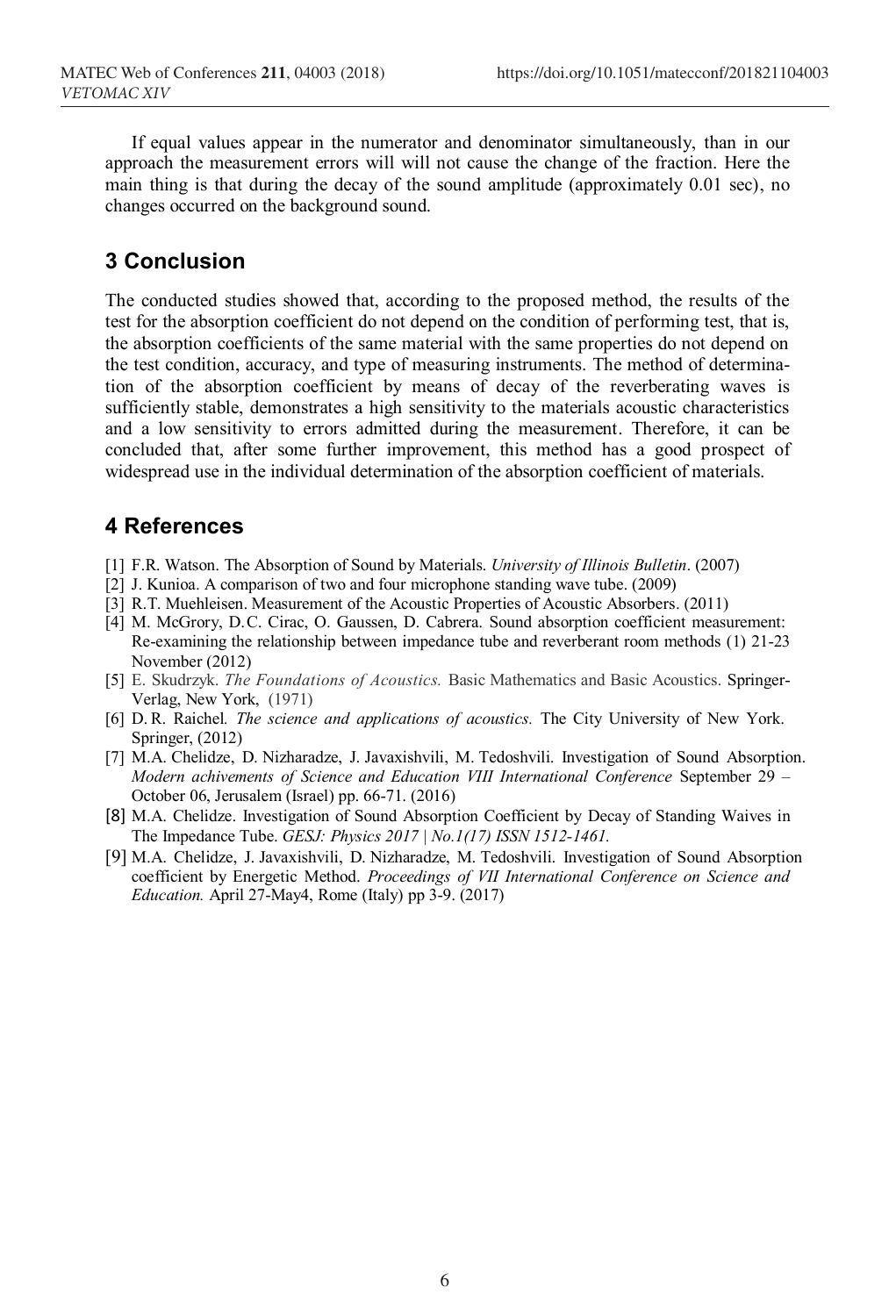If equal values appear in the numerator and denominator simultaneously, than in our approach the measurement errors will will not cause the change of the fraction. Here the main thing is that during the decay of the sound amplitude (approximately 0.01 sec), no changes occurred on the background sound.

## 3 Conclusion

The conducted studies showed that, according to the proposed method, the results of the test for the absorption coefficient do not depend on the condition of performing test, that is, the absorption coefficients of the same material with the same properties do not depend on the test condition, accuracy, and type of measuring instruments. The method of determination of the absorption coefficient by means of decay of the reverberating waves is sufficiently stable, demonstrates a high sensitivity to the materials acoustic characteristics and a low sensitivity to errors admitted during the measurement. Therefore, it can be concluded that, after some further improvement, this method has a good prospect of widespread use in the individual determination of the absorption coefficient of materials.

## 4 References

[1] F.R. Watson. The Absorption of Sound by Materials. *University of Illinois Bulletin*. (2007)

[2] J. Kunioa. A comparison of two and four microphone standing wave tube. (2009)

[3] R.T. Muehleisen. Measurement of the Acoustic Properties of Acoustic Absorbers. (2011)

[4] M. McGrory, D.C. Cirac, O. Gaussen, D. Cabrera. Sound absorption coefficient measurement: Re-examining the relationship between impedance tube and reverberant room methods (1) 21-23 November (2012)

[5] E. Skudrzyk. *The Foundations of Acoustics.* Basic Mathematics and Basic Acoustics. Springer-Verlag, New York, (1971)

[6] D.R. Raichel. *The science and applications of acoustics.* The City University of New York. Springer, (2012)

[7] M.A. Chelidze, D. Nizharadze, J. Javaxishvili, M. Tedoshvili. Investigation of Sound Absorption. *Modern achivements of Science and Education VIII International Conference* September 29 – October 06, Jerusalem (Israel) pp. 66-71. (2016)

[8] M.A. Chelidze. Investigation of Sound Absorption Coefficient by Decay of Standing Waives in The Impedance Tube. *GESJ: Physics 2017 | No.1(17) ISSN 1512-1461.*

[9] M.A. Chelidze, J. Javaxishvili, D. Nizharadze, M. Tedoshvili. Investigation of Sound Absorption coefficient by Energetic Method. *Proceedings of VII International Conference on Science and Education.* April 27-May4, Rome (Italy) pp 3-9. (2017)